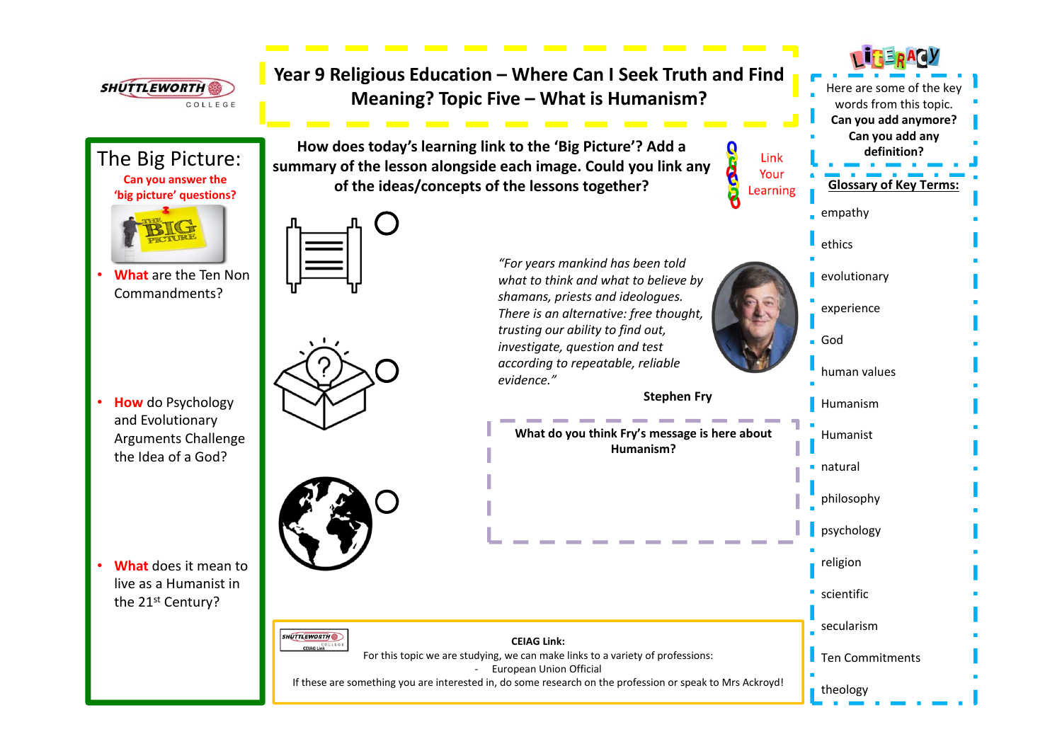# Year 9 Religious Education – Where Can I Seek Truth and Find Meaning? Topic Five – What is Humanism?

## The Big Picture:

**Can you answer the 'big picture' questions?**

- **What** are the Ten Non Commandments?
- **How** do Psychology and Evolutionary Arguments Challenge the Idea of a God?
- **What** does it mean to live as a Humanist in the 21st Century?

**How does today's learning link to the 'Big Picture'? Add a summary of the lesson alongside each image. Could you link any of the ideas/concepts of the lessons together?**

Link Your Learning

*"For years mankind has been told what to think and what to believe by shamans, priests and ideologues. There is an alternative: free thought, trusting our ability to find out, investigate, question and test according to repeatable, reliable evidence."*

**Stephen Fry**

**What do you think Fry's message is here about Humanism?**

**CEIAG Link:**

For this topic we are studying, we can make links to a variety of professions:

- European Union Official

If these are something you are interested in, do some research on the profession or speak to Mrs Ackroyd!

## Literacy

Here are some of the key words from this topic.

**Can you add anymore?**

**Can you add any definition?**

**Glossary of Key Terms:**

- empathy
- ethics
- evolutionary
- experience
- God
- human values
- Humanism
- Humanist
- natural
- philosophy
- psychology
- religion
- scientific
- secularism
- Ten Commitments
- theology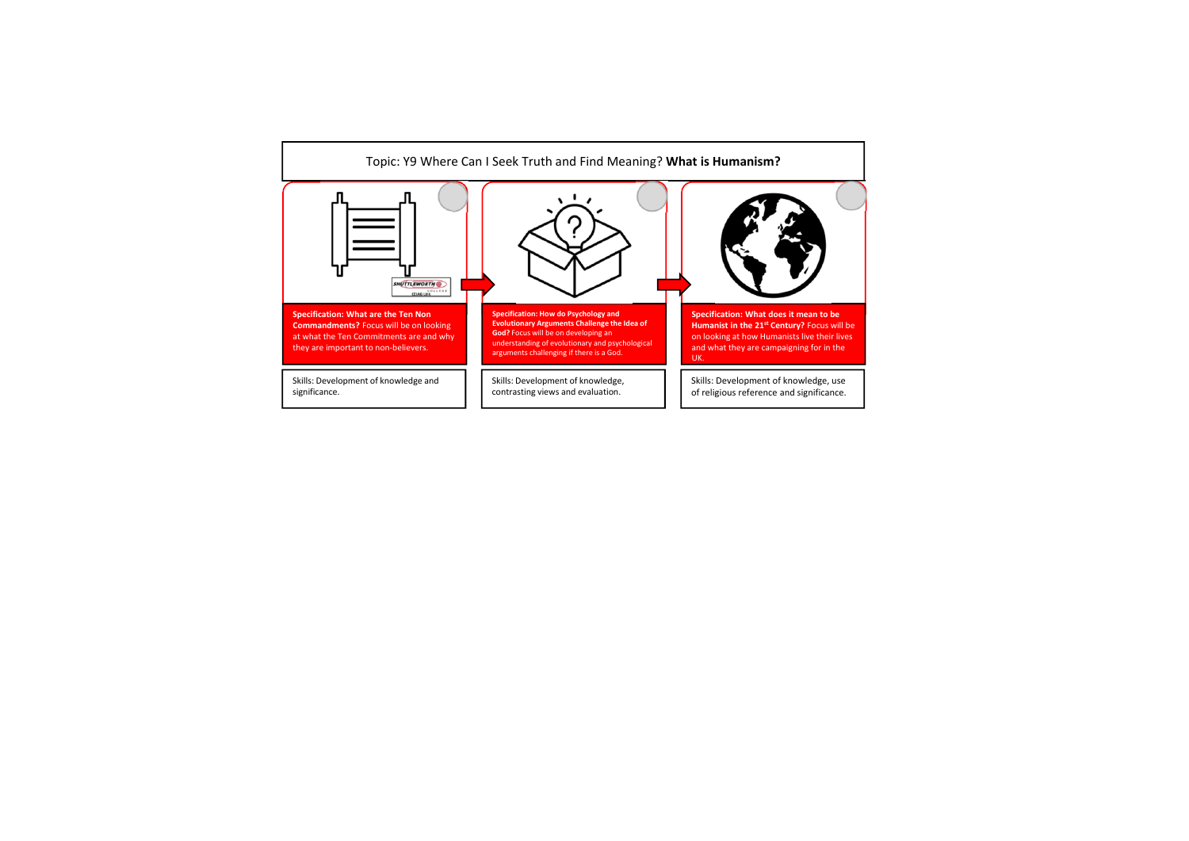Topic: Y9 Where Can I Seek Truth and Find Meaning? **What is Humanism?**

SHUTTLEWORTH COLLEGE

**Specification: What are the Ten Non Commandments?** Focus will be on looking at what the Ten Commitments are and why they are important to non-believers.

Skills: Development of knowledge and significance.

**Specification: How do Psychology and Evolutionary Arguments Challenge the Idea of God?** Focus will be on developing an understanding of evolutionary and psychological arguments challenging if there is a God.

Skills: Development of knowledge, contrasting views and evaluation.

**Specification: What does it mean to be Humanist in the 21st Century?** Focus will be on looking at how Humanists live their lives and what they are campaigning for in the UK.

Skills: Development of knowledge, use of religious reference and significance.